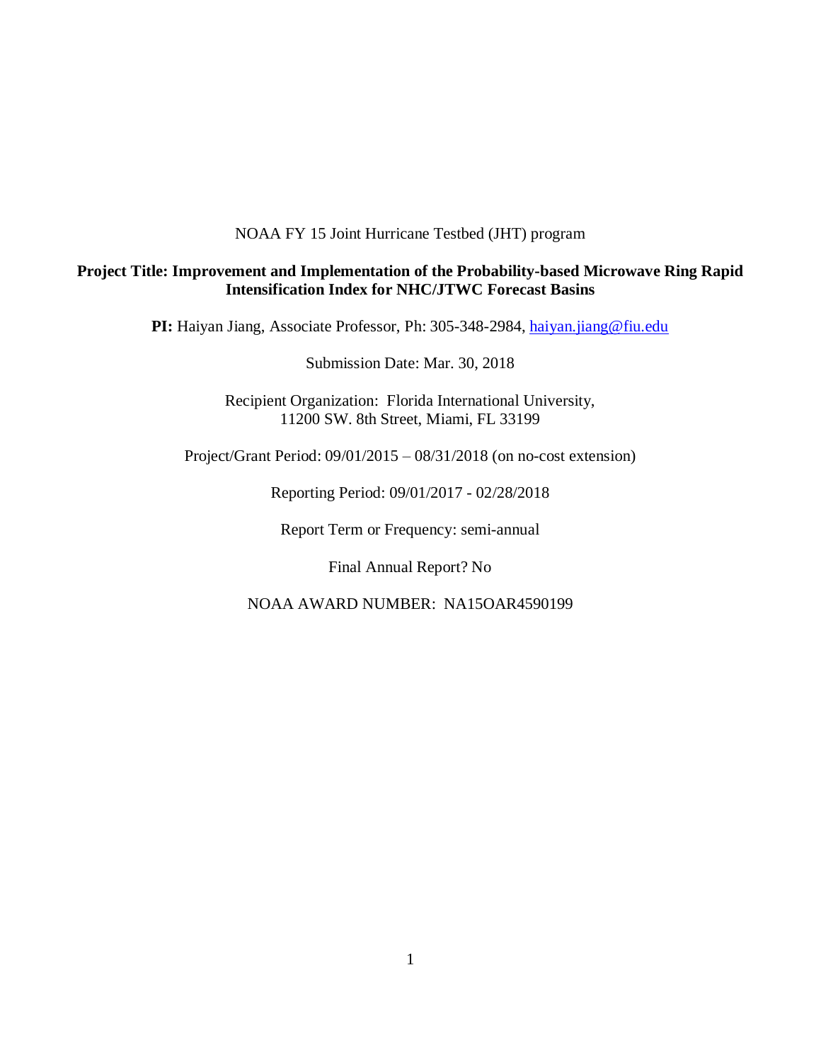NOAA FY 15 Joint Hurricane Testbed (JHT) program

**Project Title: Improvement and Implementation of the Probability-based Microwave Ring Rapid Intensification Index for NHC/JTWC Forecast Basins**

**PI:** Haiyan Jiang, Associate Professor, Ph: 305-348-2984, haiyan.jiang@fiu.edu

Submission Date: Mar. 30, 2018

Recipient Organization: Florida International University, 11200 SW. 8th Street, Miami, FL 33199

Project/Grant Period: 09/01/2015 – 08/31/2018 (on no-cost extension)

Reporting Period: 09/01/2017 - 02/28/2018

Report Term or Frequency: semi-annual

Final Annual Report? No

NOAA AWARD NUMBER: NA15OAR4590199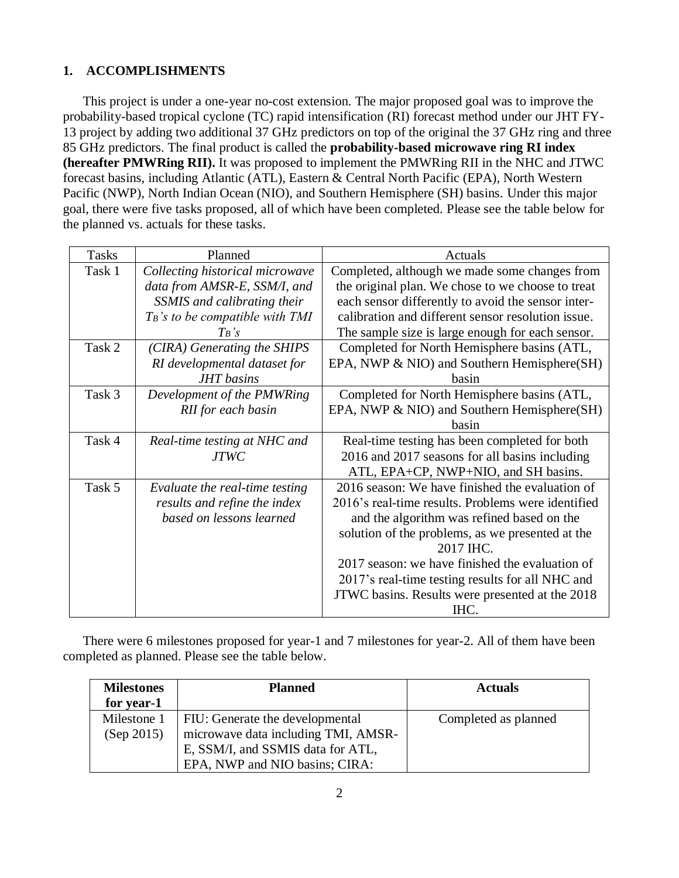## 1. ACCOMPLISHMENTS

This project is under a one-year no-cost extension. The major proposed goal was to improve the probability-based tropical cyclone (TC) rapid intensification (RI) forecast method under our JHT FY-13 project by adding two additional 37 GHz predictors on top of the original the 37 GHz ring and three 85 GHz predictors. The final product is called the **probability-based microwave ring RI index (hereafter PMWRing RII).** It was proposed to implement the PMWRing RII in the NHC and JTWC forecast basins, including Atlantic (ATL), Eastern & Central North Pacific (EPA), North Western Pacific (NWP), North Indian Ocean (NIO), and Southern Hemisphere (SH) basins. Under this major goal, there were five tasks proposed, all of which have been completed. Please see the table below for the planned vs. actuals for these tasks.

| Tasks | Planned | Actuals |
|---|---|---|
| Task 1 | *Collecting historical microwave data from AMSR-E, SSM/I, and SSMIS and calibrating their $T_B$'s to be compatible with TMI $T_B$'s* | Completed, although we made some changes from the original plan. We chose to we choose to treat each sensor differently to avoid the sensor inter-calibration and different sensor resolution issue. The sample size is large enough for each sensor. |
| Task 2 | *(CIRA) Generating the SHIPS RI developmental dataset for JHT basins* | Completed for North Hemisphere basins (ATL, EPA, NWP & NIO) and Southern Hemisphere(SH) basin |
| Task 3 | *Development of the PMWRing RII for each basin* | Completed for North Hemisphere basins (ATL, EPA, NWP & NIO) and Southern Hemisphere(SH) basin |
| Task 4 | *Real-time testing at NHC and JTWC* | Real-time testing has been completed for both 2016 and 2017 seasons for all basins including ATL, EPA+CP, NWP+NIO, and SH basins. |
| Task 5 | *Evaluate the real-time testing results and refine the index based on lessons learned* | 2016 season: We have finished the evaluation of 2016's real-time results. Problems were identified and the algorithm was refined based on the solution of the problems, as we presented at the 2017 IHC. 2017 season: we have finished the evaluation of 2017's real-time testing results for all NHC and JTWC basins. Results were presented at the 2018 IHC. |

There were 6 milestones proposed for year-1 and 7 milestones for year-2. All of them have been completed as planned. Please see the table below.

| **Milestones for year-1** | **Planned** | **Actuals** |
|---|---|---|
| Milestone 1 (Sep 2015) | FIU: Generate the developmental microwave data including TMI, AMSR-E, SSM/I, and SSMIS data for ATL, EPA, NWP and NIO basins; CIRA: | Completed as planned |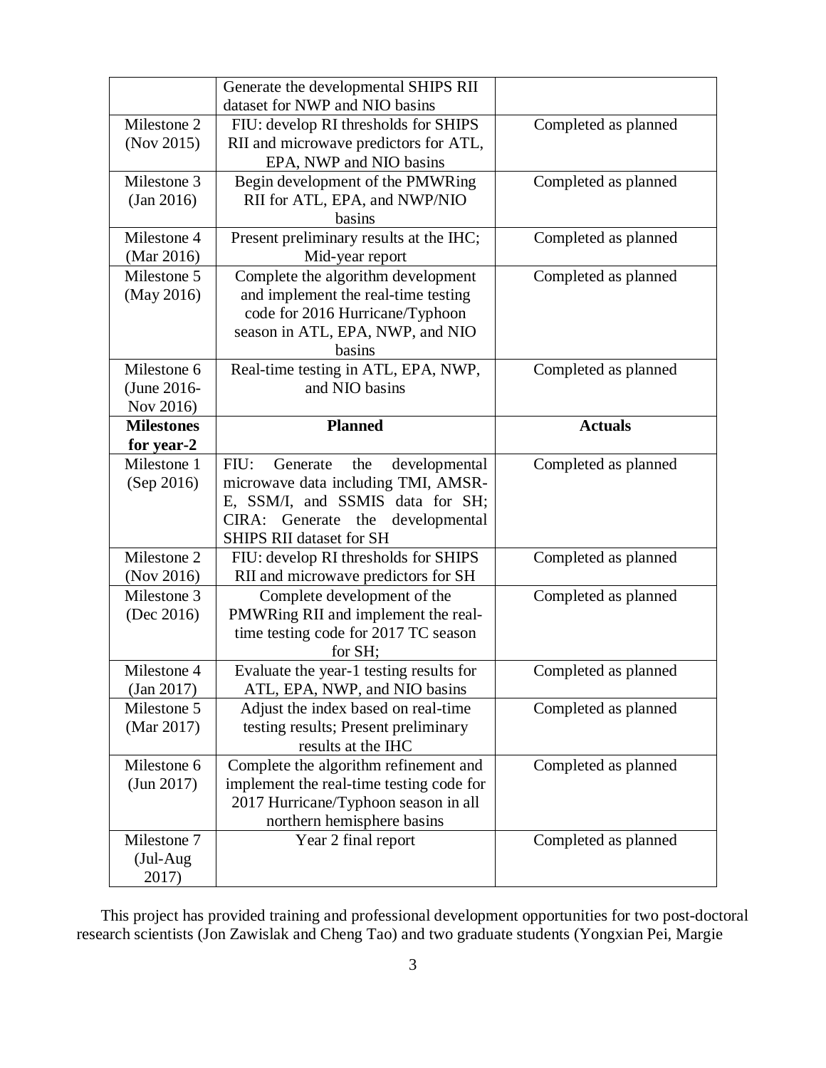| | | |
|---|---|---|
| | Generate the developmental SHIPS RII dataset for NWP and NIO basins | |
| Milestone 2 (Nov 2015) | FIU: develop RI thresholds for SHIPS RII and microwave predictors for ATL, EPA, NWP and NIO basins | Completed as planned |
| Milestone 3 (Jan 2016) | Begin development of the PMWRing RII for ATL, EPA, and NWP/NIO basins | Completed as planned |
| Milestone 4 (Mar 2016) | Present preliminary results at the IHC; Mid-year report | Completed as planned |
| Milestone 5 (May 2016) | Complete the algorithm development and implement the real-time testing code for 2016 Hurricane/Typhoon season in ATL, EPA, NWP, and NIO basins | Completed as planned |
| Milestone 6 (June 2016-Nov 2016) | Real-time testing in ATL, EPA, NWP, and NIO basins | Completed as planned |
| **Milestones for year-2** | **Planned** | **Actuals** |
| Milestone 1 (Sep 2016) | FIU: Generate the developmental microwave data including TMI, AMSR-E, SSM/I, and SSMIS data for SH; CIRA: Generate the developmental SHIPS RII dataset for SH | Completed as planned |
| Milestone 2 (Nov 2016) | FIU: develop RI thresholds for SHIPS RII and microwave predictors for SH | Completed as planned |
| Milestone 3 (Dec 2016) | Complete development of the PMWRing RII and implement the real-time testing code for 2017 TC season for SH; | Completed as planned |
| Milestone 4 (Jan 2017) | Evaluate the year-1 testing results for ATL, EPA, NWP, and NIO basins | Completed as planned |
| Milestone 5 (Mar 2017) | Adjust the index based on real-time testing results; Present preliminary results at the IHC | Completed as planned |
| Milestone 6 (Jun 2017) | Complete the algorithm refinement and implement the real-time testing code for 2017 Hurricane/Typhoon season in all northern hemisphere basins | Completed as planned |
| Milestone 7 (Jul-Aug 2017) | Year 2 final report | Completed as planned |

This project has provided training and professional development opportunities for two post-doctoral research scientists (Jon Zawislak and Cheng Tao) and two graduate students (Yongxian Pei, Margie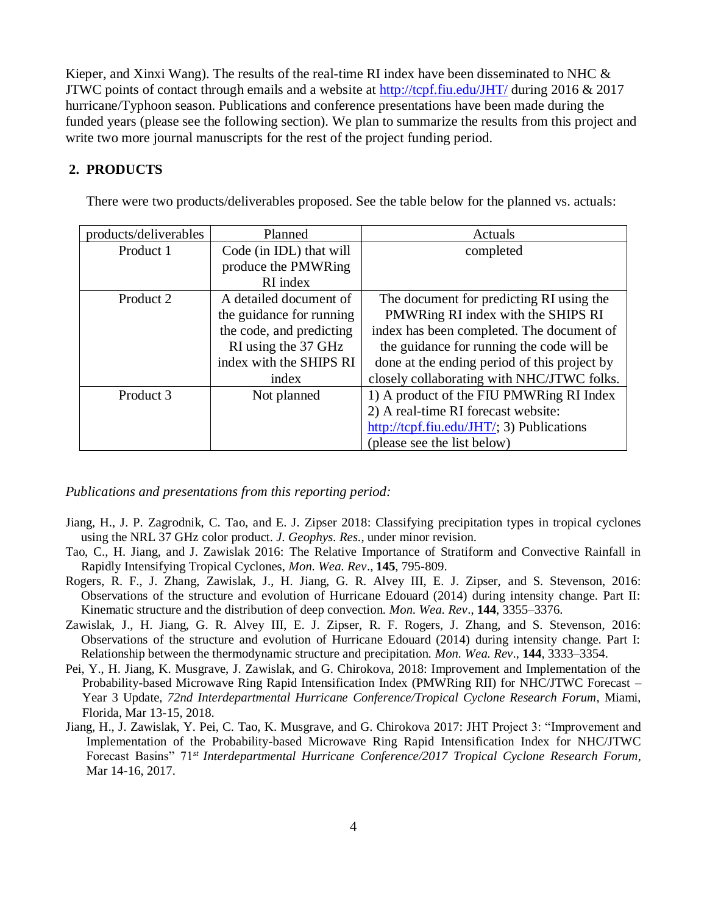Kieper, and Xinxi Wang). The results of the real-time RI index have been disseminated to NHC & JTWC points of contact through emails and a website at http://tcpf.fiu.edu/JHT/ during 2016 & 2017 hurricane/Typhoon season. Publications and conference presentations have been made during the funded years (please see the following section). We plan to summarize the results from this project and write two more journal manuscripts for the rest of the project funding period.

## 2. PRODUCTS

There were two products/deliverables proposed. See the table below for the planned vs. actuals:

| products/deliverables | Planned | Actuals |
|---|---|---|
| Product 1 | Code (in IDL) that will produce the PMWRing RI index | completed |
| Product 2 | A detailed document of the guidance for running the code, and predicting RI using the 37 GHz index with the SHIPS RI index | The document for predicting RI using the PMWRing RI index with the SHIPS RI index has been completed. The document of the guidance for running the code will be done at the ending period of this project by closely collaborating with NHC/JTWC folks. |
| Product 3 | Not planned | 1) A product of the FIU PMWRing RI Index 2) A real-time RI forecast website: http://tcpf.fiu.edu/JHT/; 3) Publications (please see the list below) |

*Publications and presentations from this reporting period:*

Jiang, H., J. P. Zagrodnik, C. Tao, and E. J. Zipser 2018: Classifying precipitation types in tropical cyclones using the NRL 37 GHz color product. *J. Geophys. Res.*, under minor revision.

Tao, C., H. Jiang, and J. Zawislak 2016: The Relative Importance of Stratiform and Convective Rainfall in Rapidly Intensifying Tropical Cyclones, *Mon. Wea. Rev*., **145**, 795-809.

Rogers, R. F., J. Zhang, Zawislak, J., H. Jiang, G. R. Alvey III, E. J. Zipser, and S. Stevenson, 2016: Observations of the structure and evolution of Hurricane Edouard (2014) during intensity change. Part II: Kinematic structure and the distribution of deep convection. *Mon. Wea. Rev*., **144**, 3355–3376.

Zawislak, J., H. Jiang, G. R. Alvey III, E. J. Zipser, R. F. Rogers, J. Zhang, and S. Stevenson, 2016: Observations of the structure and evolution of Hurricane Edouard (2014) during intensity change. Part I: Relationship between the thermodynamic structure and precipitation. *Mon. Wea. Rev*., **144**, 3333–3354.

Pei, Y., H. Jiang, K. Musgrave, J. Zawislak, and G. Chirokova, 2018: Improvement and Implementation of the Probability-based Microwave Ring Rapid Intensification Index (PMWRing RII) for NHC/JTWC Forecast – Year 3 Update, *72nd Interdepartmental Hurricane Conference/Tropical Cyclone Research Forum*, Miami, Florida, Mar 13-15, 2018.

Jiang, H., J. Zawislak, Y. Pei, C. Tao, K. Musgrave, and G. Chirokova 2017: JHT Project 3: "Improvement and Implementation of the Probability-based Microwave Ring Rapid Intensification Index for NHC/JTWC Forecast Basins" 71*st* *Interdepartmental Hurricane Conference/2017 Tropical Cyclone Research Forum*, Mar 14-16, 2017.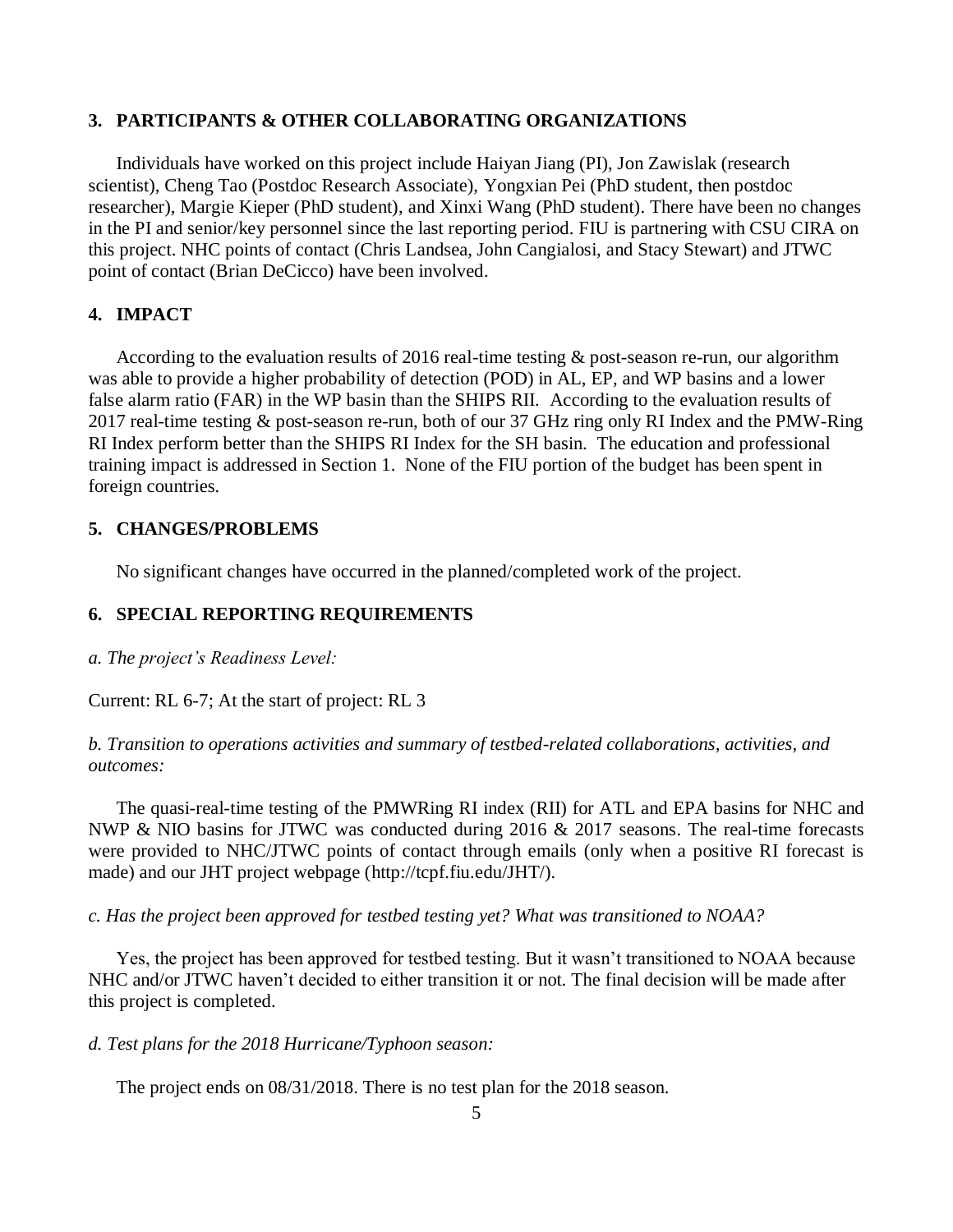## 3. PARTICIPANTS & OTHER COLLABORATING ORGANIZATIONS

Individuals have worked on this project include Haiyan Jiang (PI), Jon Zawislak (research scientist), Cheng Tao (Postdoc Research Associate), Yongxian Pei (PhD student, then postdoc researcher), Margie Kieper (PhD student), and Xinxi Wang (PhD student). There have been no changes in the PI and senior/key personnel since the last reporting period. FIU is partnering with CSU CIRA on this project. NHC points of contact (Chris Landsea, John Cangialosi, and Stacy Stewart) and JTWC point of contact (Brian DeCicco) have been involved.

## 4. IMPACT

According to the evaluation results of 2016 real-time testing & post-season re-run, our algorithm was able to provide a higher probability of detection (POD) in AL, EP, and WP basins and a lower false alarm ratio (FAR) in the WP basin than the SHIPS RII. According to the evaluation results of 2017 real-time testing & post-season re-run, both of our 37 GHz ring only RI Index and the PMW-Ring RI Index perform better than the SHIPS RI Index for the SH basin. The education and professional training impact is addressed in Section 1. None of the FIU portion of the budget has been spent in foreign countries.

## 5. CHANGES/PROBLEMS

No significant changes have occurred in the planned/completed work of the project.

## 6. SPECIAL REPORTING REQUIREMENTS

*a. The project's Readiness Level:*

Current: RL 6-7; At the start of project: RL 3

*b. Transition to operations activities and summary of testbed-related collaborations, activities, and outcomes:*

The quasi-real-time testing of the PMWRing RI index (RII) for ATL and EPA basins for NHC and NWP & NIO basins for JTWC was conducted during 2016 & 2017 seasons. The real-time forecasts were provided to NHC/JTWC points of contact through emails (only when a positive RI forecast is made) and our JHT project webpage (http://tcpf.fiu.edu/JHT/).

*c. Has the project been approved for testbed testing yet? What was transitioned to NOAA?*

Yes, the project has been approved for testbed testing. But it wasn't transitioned to NOAA because NHC and/or JTWC haven't decided to either transition it or not. The final decision will be made after this project is completed.

*d. Test plans for the 2018 Hurricane/Typhoon season:*

The project ends on 08/31/2018. There is no test plan for the 2018 season.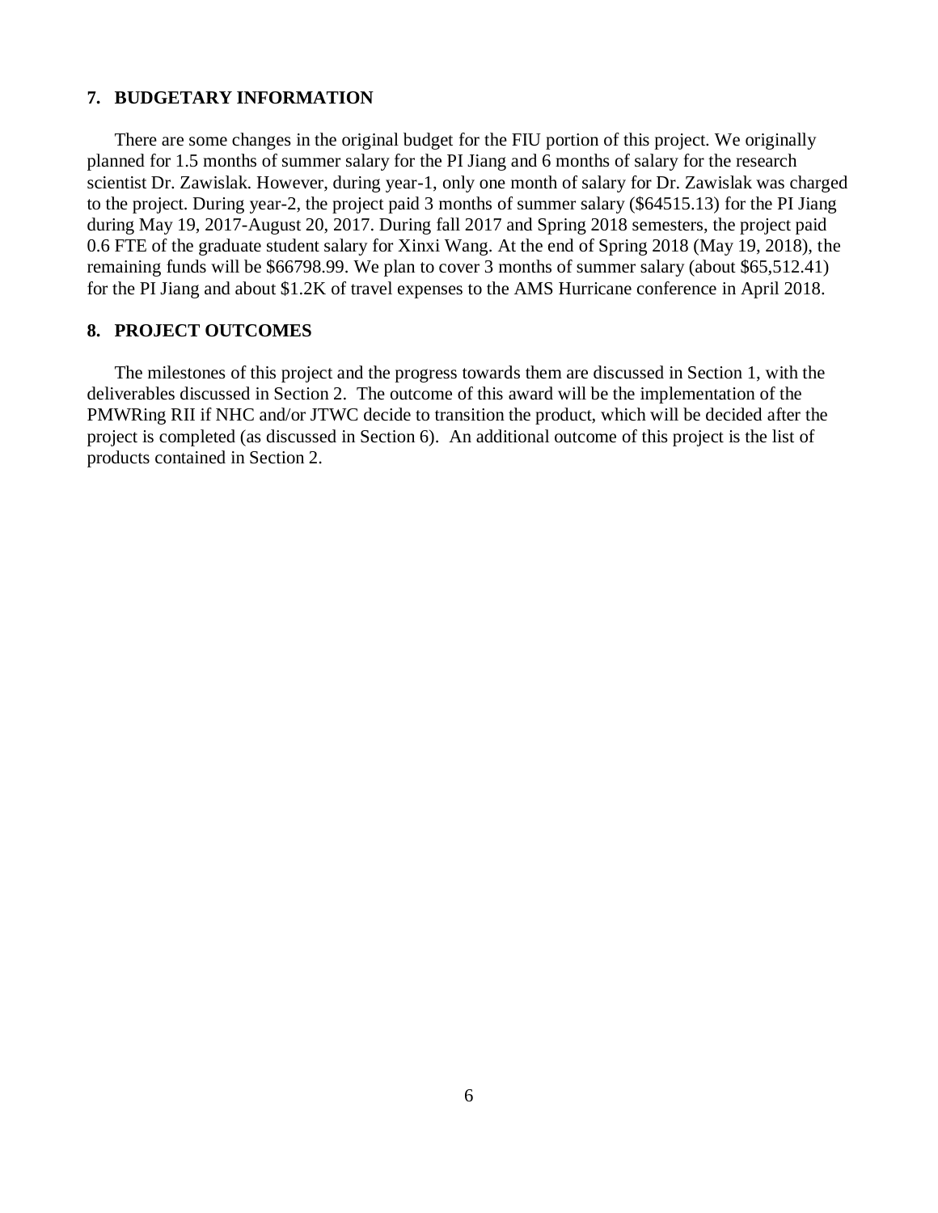## 7. BUDGETARY INFORMATION

There are some changes in the original budget for the FIU portion of this project. We originally planned for 1.5 months of summer salary for the PI Jiang and 6 months of salary for the research scientist Dr. Zawislak. However, during year-1, only one month of salary for Dr. Zawislak was charged to the project. During year-2, the project paid 3 months of summer salary ($64515.13) for the PI Jiang during May 19, 2017-August 20, 2017. During fall 2017 and Spring 2018 semesters, the project paid 0.6 FTE of the graduate student salary for Xinxi Wang. At the end of Spring 2018 (May 19, 2018), the remaining funds will be $66798.99. We plan to cover 3 months of summer salary (about $65,512.41) for the PI Jiang and about $1.2K of travel expenses to the AMS Hurricane conference in April 2018.

## 8. PROJECT OUTCOMES

The milestones of this project and the progress towards them are discussed in Section 1, with the deliverables discussed in Section 2. The outcome of this award will be the implementation of the PMWRing RII if NHC and/or JTWC decide to transition the product, which will be decided after the project is completed (as discussed in Section 6). An additional outcome of this project is the list of products contained in Section 2.